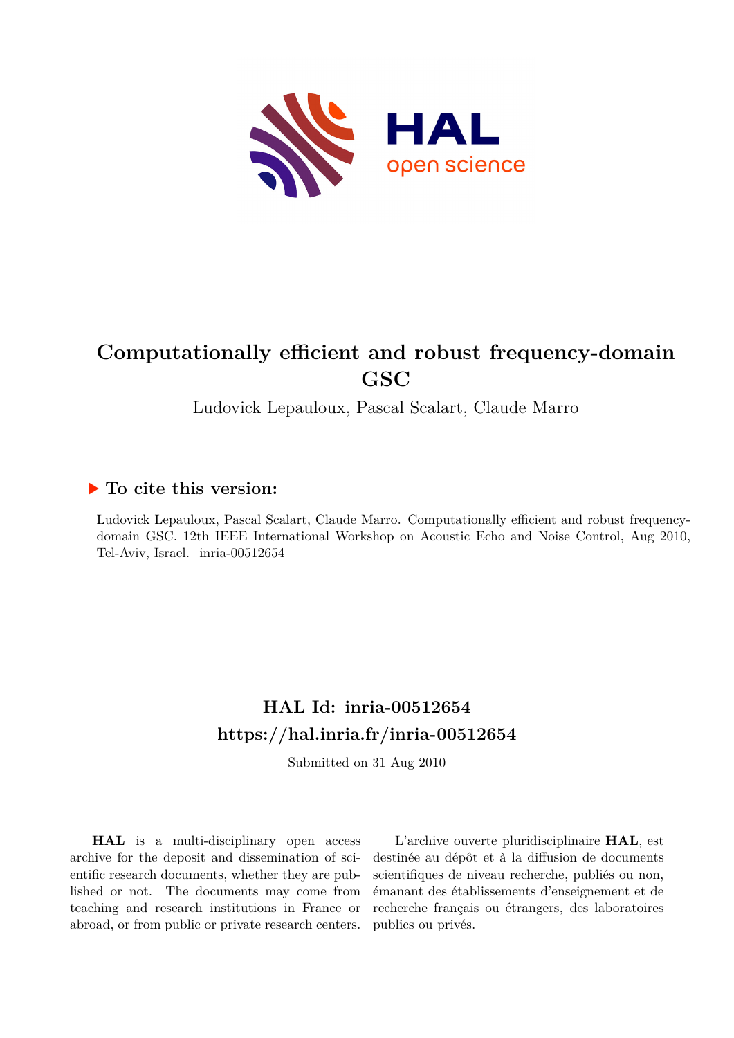# Computationally efficient and robust frequency-domain GSC

Ludovick Lepauloux, Pascal Scalart, Claude Marro

## ▶ To cite this version:

Ludovick Lepauloux, Pascal Scalart, Claude Marro. Computationally efficient and robust frequency-domain GSC. 12th IEEE International Workshop on Acoustic Echo and Noise Control, Aug 2010, Tel-Aviv, Israel. inria-00512654

## HAL Id: inria-00512654
## https://hal.inria.fr/inria-00512654

Submitted on 31 Aug 2010

**HAL** is a multi-disciplinary open access archive for the deposit and dissemination of scientific research documents, whether they are published or not. The documents may come from teaching and research institutions in France or abroad, or from public or private research centers.

L'archive ouverte pluridisciplinaire **HAL**, est destinée au dépôt et à la diffusion de documents scientifiques de niveau recherche, publiés ou non, émanant des établissements d'enseignement et de recherche français ou étrangers, des laboratoires publics ou privés.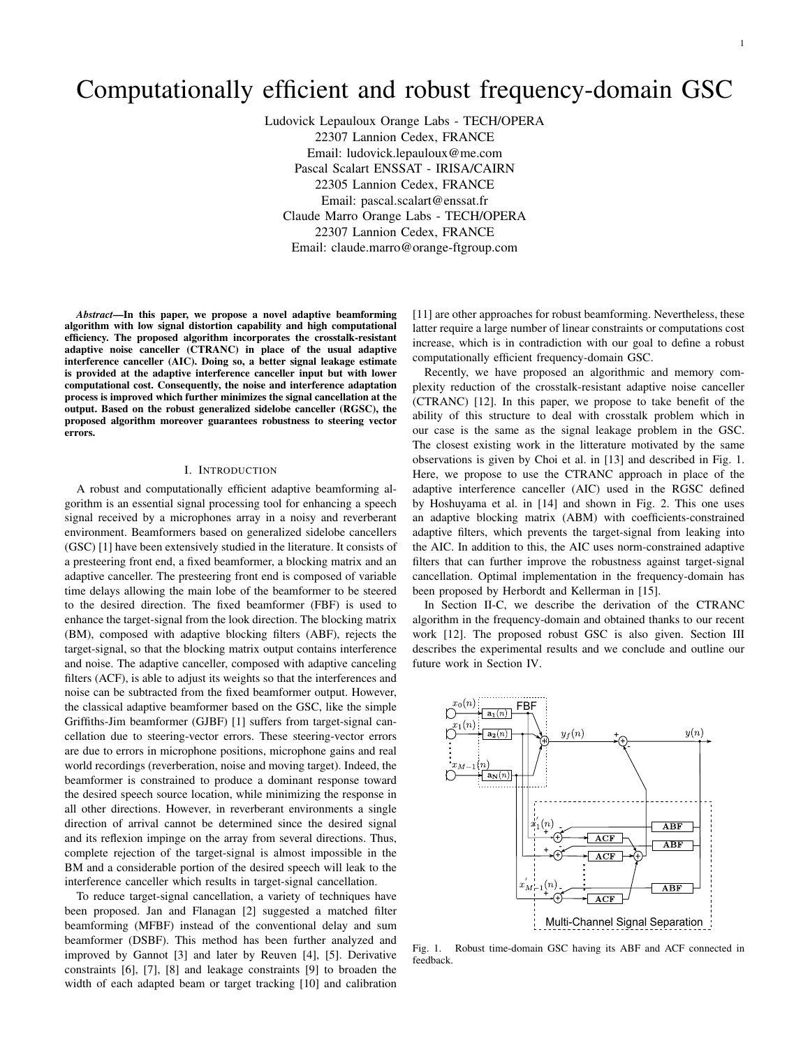# Computationally efficient and robust frequency-domain GSC

Ludovick Lepauloux Orange Labs - TECH/OPERA
22307 Lannion Cedex, FRANCE
Email: ludovick.lepauloux@me.com
Pascal Scalart ENSSAT - IRISA/CAIRN
22305 Lannion Cedex, FRANCE
Email: pascal.scalart@enssat.fr
Claude Marro Orange Labs - TECH/OPERA
22307 Lannion Cedex, FRANCE
Email: claude.marro@orange-ftgroup.com

***Abstract*—In this paper, we propose a novel adaptive beamforming algorithm with low signal distortion capability and high computational efficiency. The proposed algorithm incorporates the crosstalk-resistant adaptive noise canceller (CTRANC) in place of the usual adaptive interference canceller (AIC). Doing so, a better signal leakage estimate is provided at the adaptive interference canceller input but with lower computational cost. Consequently, the noise and interference adaptation process is improved which further minimizes the signal cancellation at the output. Based on the robust generalized sidelobe canceller (RGSC), the proposed algorithm moreover guarantees robustness to steering vector errors.**

## I. Introduction

A robust and computationally efficient adaptive beamforming algorithm is an essential signal processing tool for enhancing a speech signal received by a microphones array in a noisy and reverberant environment. Beamformers based on generalized sidelobe cancellers (GSC) [1] have been extensively studied in the literature. It consists of a presteering front end, a fixed beamformer, a blocking matrix and an adaptive canceller. The presteering front end is composed of variable time delays allowing the main lobe of the beamformer to be steered to the desired direction. The fixed beamformer (FBF) is used to enhance the target-signal from the look direction. The blocking matrix (BM), composed with adaptive blocking filters (ABF), rejects the target-signal, so that the blocking matrix output contains interference and noise. The adaptive canceller, composed with adaptive canceling filters (ACF), is able to adjust its weights so that the interferences and noise can be subtracted from the fixed beamformer output. However, the classical adaptive beamformer based on the GSC, like the simple Griffiths-Jim beamformer (GJBF) [1] suffers from target-signal cancellation due to steering-vector errors. These steering-vector errors are due to errors in microphone positions, microphone gains and real world recordings (reverberation, noise and moving target). Indeed, the beamformer is constrained to produce a dominant response toward the desired speech source location, while minimizing the response in all other directions. However, in reverberant environments a single direction of arrival cannot be determined since the desired signal and its reflexion impinge on the array from several directions. Thus, complete rejection of the target-signal is almost impossible in the BM and a considerable portion of the desired speech will leak to the interference canceller which results in target-signal cancellation.

To reduce target-signal cancellation, a variety of techniques have been proposed. Jan and Flanagan [2] suggested a matched filter beamforming (MFBF) instead of the conventional delay and sum beamformer (DSBF). This method has been further analyzed and improved by Gannot [3] and later by Reuven [4], [5]. Derivative constraints [6], [7], [8] and leakage constraints [9] to broaden the width of each adapted beam or target tracking [10] and calibration [11] are other approaches for robust beamforming. Nevertheless, these latter require a large number of linear constraints or computations cost increase, which is in contradiction with our goal to define a robust computationally efficient frequency-domain GSC.

Recently, we have proposed an algorithmic and memory complexity reduction of the crosstalk-resistant adaptive noise canceller (CTRANC) [12]. In this paper, we propose to take benefit of the ability of this structure to deal with crosstalk problem which in our case is the same as the signal leakage problem in the GSC. The closest existing work in the litterature motivated by the same observations is given by Choi et al. in [13] and described in Fig. 1. Here, we propose to use the CTRANC approach in place of the adaptive interference canceller (AIC) used in the RGSC defined by Hoshuyama et al. in [14] and shown in Fig. 2. This one uses an adaptive blocking matrix (ABM) with coefficients-constrained adaptive filters, which prevents the target-signal from leaking into the AIC. In addition to this, the AIC uses norm-constrained adaptive filters that can further improve the robustness against target-signal cancellation. Optimal implementation in the frequency-domain has been proposed by Herbordt and Kellerman in [15].

In Section II-C, we describe the derivation of the CTRANC algorithm in the frequency-domain and obtained thanks to our recent work [12]. The proposed robust GSC is also given. Section III describes the experimental results and we conclude and outline our future work in Section IV.

Fig. 1. Robust time-domain GSC having its ABF and ACF connected in feedback.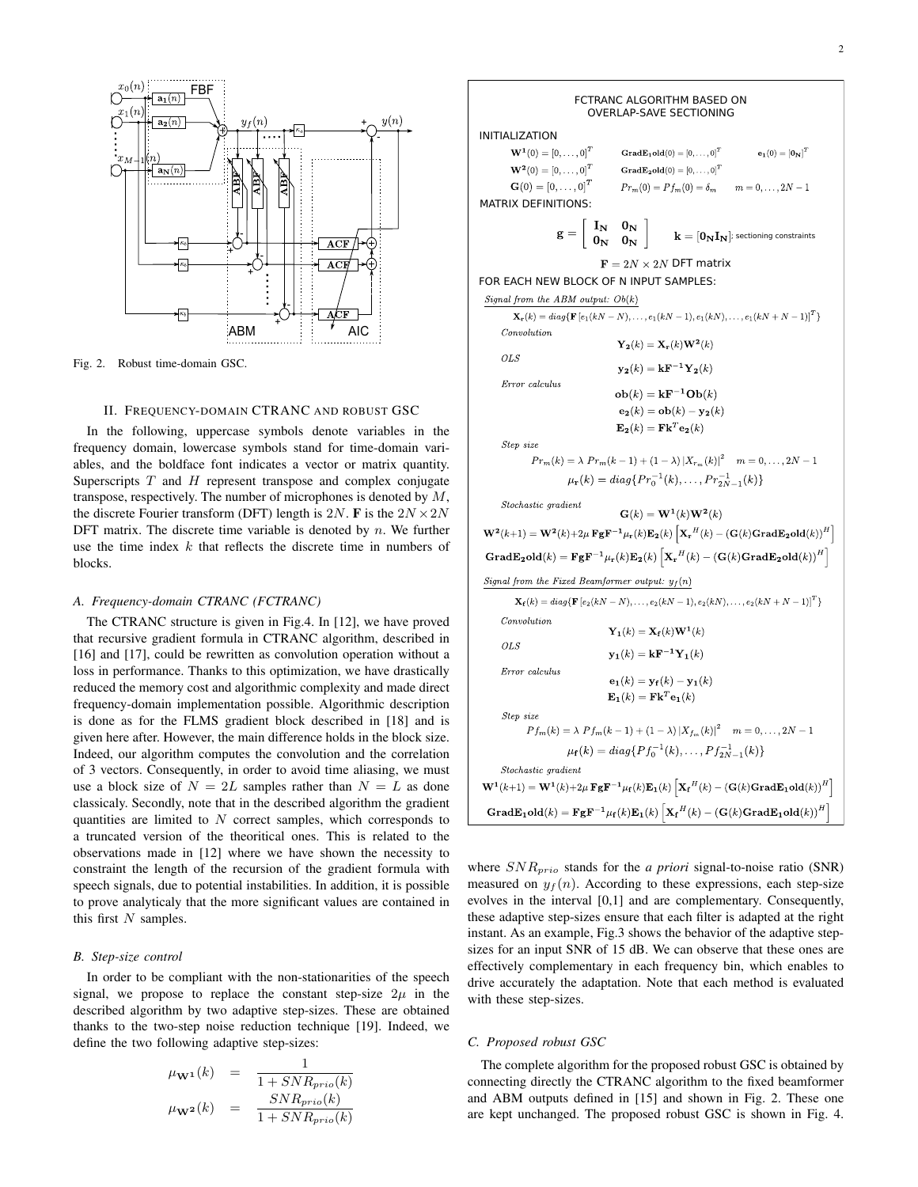Fig. 2. Robust time-domain GSC.

## II. Frequency-domain CTRANC and robust GSC

In the following, uppercase symbols denote variables in the frequency domain, lowercase symbols stand for time-domain variables, and the boldface font indicates a vector or matrix quantity. Superscripts $T$ and $H$ represent transpose and complex conjugate transpose, respectively. The number of microphones is denoted by $M$, the discrete Fourier transform (DFT) length is $2N$. $\mathbf{F}$ is the $2N \times 2N$ DFT matrix. The discrete time variable is denoted by $n$. We further use the time index $k$ that reflects the discrete time in numbers of blocks.

### A. Frequency-domain CTRANC (FCTRANC)

The CTRANC structure is given in Fig.4. In [12], we have proved that recursive gradient formula in CTRANC algorithm, described in [16] and [17], could be rewritten as convolution operation without a loss in performance. Thanks to this optimization, we have drastically reduced the memory cost and algorithmic complexity and made direct frequency-domain implementation possible. Algorithmic description is done as for the FLMS gradient block described in [18] and is given here after. However, the main difference holds in the block size. Indeed, our algorithm computes the convolution and the correlation of 3 vectors. Consequently, in order to avoid time aliasing, we must use a block size of $N = 2L$ samples rather than $N = L$ as done classicaly. Secondly, note that in the described algorithm the gradient quantities are limited to $N$ correct samples, which corresponds to a truncated version of the theoritical ones. This is related to the observations made in [12] where we have shown the necessity to constraint the length of the recursion of the gradient formula with speech signals, due to potential instabilities. In addition, it is possible to prove analyticaly that the more significant values are contained in this first $N$ samples.

### B. Step-size control

In order to be compliant with the non-stationarities of the speech signal, we propose to replace the constant step-size $2\mu$ in the described algorithm by two adaptive step-sizes. These are obtained thanks to the two-step noise reduction technique [19]. Indeed, we define the two following adaptive step-sizes:

$$
\begin{aligned}
\mu_{\mathbf{W^1}}(k) &= \frac{1}{1 + SNR_{prio}(k)} \\
\mu_{\mathbf{W^2}}(k) &= \frac{SNR_{prio}(k)}{1 + SNR_{prio}(k)}
\end{aligned}
$$

**FCTRANC ALGORITHM BASED ON OVERLAP-SAVE SECTIONING**

INITIALIZATION

$\mathbf{W^1}(0) = [0, \ldots, 0]^T$ $\quad$ $\mathbf{GradE_1old}(0) = [0, \ldots, 0]^T$ $\quad$ $\mathbf{e_1}(0) = [\mathbf{0_N}]^T$

$\mathbf{W^2}(0) = [0, \ldots, 0]^T$ $\quad$ $\mathbf{GradE_2old}(0) = [0, \ldots, 0]^T$

$\mathbf{G}(0) = [0, \ldots, 0]^T$ $\quad$ $Pr_m(0) = Pf_m(0) = \delta_m \quad m = 0, \ldots, 2N-1$

MATRIX DEFINITIONS:

$$\mathbf{g} = \begin{bmatrix} \mathbf{I_N} & \mathbf{0_N} \\ \mathbf{0_N} & \mathbf{0_N} \end{bmatrix} \qquad \mathbf{k} = [\mathbf{0_N I_N}]; \text{ sectioning constraints}$$

$$\mathbf{F} = 2N \times 2N \text{ DFT matrix}$$

FOR EACH NEW BLOCK OF N INPUT SAMPLES:

*Signal from the ABM output: $Ob(k)$*

$$\mathbf{X_r}(k) = diag\{\mathbf{F}\,[e_1(kN-N), \ldots, e_1(kN-1), e_1(kN), \ldots, e_1(kN+N-1)]^T\}$$

*Convolution*

$$\mathbf{Y_2}(k) = \mathbf{X_r}(k)\mathbf{W^2}(k)$$

*OLS*

$$\mathbf{y_2}(k) = \mathbf{k}\mathbf{F^{-1}}\mathbf{Y_2}(k)$$

*Error calculus*

$$\mathbf{ob}(k) = \mathbf{k}\mathbf{F^{-1}}\mathbf{Ob}(k)$$

$$\mathbf{e_2}(k) = \mathbf{ob}(k) - \mathbf{y_2}(k)$$

$$\mathbf{E_2}(k) = \mathbf{F}\mathbf{k}^T\mathbf{e_2}(k)$$

*Step size*

$$Pr_m(k) = \lambda\, Pr_m(k-1) + (1-\lambda)\,|X_{r_m}(k)|^2 \quad m = 0, \ldots, 2N-1$$

$$\mu_{\mathbf{r}}(k) = diag\{Pr_0^{-1}(k), \ldots, Pr_{2N-1}^{-1}(k)\}$$

*Stochastic gradient*

$$\mathbf{G}(k) = \mathbf{W^1}(k)\mathbf{W^2}(k)$$

$$\mathbf{W^2}(k{+}1) = \mathbf{W^2}(k) + 2\mu\,\mathbf{F}\mathbf{g}\mathbf{F^{-1}}\mu_{\mathbf{r}}(k)\mathbf{E_2}(k)\left[\mathbf{X_r}^H(k) - (\mathbf{G}(k)\mathbf{GradE_2old}(k))^H\right]$$

$$\mathbf{GradE_2old}(k) = \mathbf{F}\mathbf{g}\mathbf{F^{-1}}\mu_{\mathbf{r}}(k)\mathbf{E_2}(k)\left[\mathbf{X_r}^H(k) - (\mathbf{G}(k)\mathbf{GradE_2old}(k))^H\right]$$

*Signal from the Fixed Beamformer output: $y_f(n)$*

$$\mathbf{X_f}(k) = diag\{\mathbf{F}\,[e_2(kN-N), \ldots, e_2(kN-1), e_2(kN), \ldots, e_2(kN+N-1)]^T\}$$

*Convolution*

$$\mathbf{Y_1}(k) = \mathbf{X_f}(k)\mathbf{W^1}(k)$$

*OLS*

$$\mathbf{y_1}(k) = \mathbf{k}\mathbf{F^{-1}}\mathbf{Y_1}(k)$$

*Error calculus*

$$\mathbf{e_1}(k) = \mathbf{y_f}(k) - \mathbf{y_1}(k)$$

$$\mathbf{E_1}(k) = \mathbf{F}\mathbf{k}^T\mathbf{e_1}(k)$$

*Step size*

$$Pf_m(k) = \lambda\, Pf_m(k-1) + (1-\lambda)\,|X_{f_m}(k)|^2 \quad m = 0, \ldots, 2N-1$$

$$\mu_{\mathbf{f}}(k) = diag\{Pf_0^{-1}(k), \ldots, Pf_{2N-1}^{-1}(k)\}$$

*Stochastic gradient*

$$\mathbf{W^1}(k{+}1) = \mathbf{W^1}(k) + 2\mu\,\mathbf{F}\mathbf{g}\mathbf{F^{-1}}\mu_{\mathbf{f}}(k)\mathbf{E_1}(k)\left[\mathbf{X_f}^H(k) - (\mathbf{G}(k)\mathbf{GradE_1old}(k))^H\right]$$

$$\mathbf{GradE_1old}(k) = \mathbf{F}\mathbf{g}\mathbf{F^{-1}}\mu_{\mathbf{f}}(k)\mathbf{E_1}(k)\left[\mathbf{X_f}^H(k) - (\mathbf{G}(k)\mathbf{GradE_1old}(k))^H\right]$$

where $SNR_{prio}$ stands for the *a priori* signal-to-noise ratio (SNR) measured on $y_f(n)$. According to these expressions, each step-size evolves in the interval [0,1] and are complementary. Consequently, these adaptive step-sizes ensure that each filter is adapted at the right instant. As an example, Fig.3 shows the behavior of the adaptive step-sizes for an input SNR of 15 dB. We can observe that these ones are effectively complementary in each frequency bin, which enables to drive accurately the adaptation. Note that each method is evaluated with these step-sizes.

### C. Proposed robust GSC

The complete algorithm for the proposed robust GSC is obtained by connecting directly the CTRANC algorithm to the fixed beamformer and ABM outputs defined in [15] and shown in Fig. 2. These one are kept unchanged. The proposed robust GSC is shown in Fig. 4.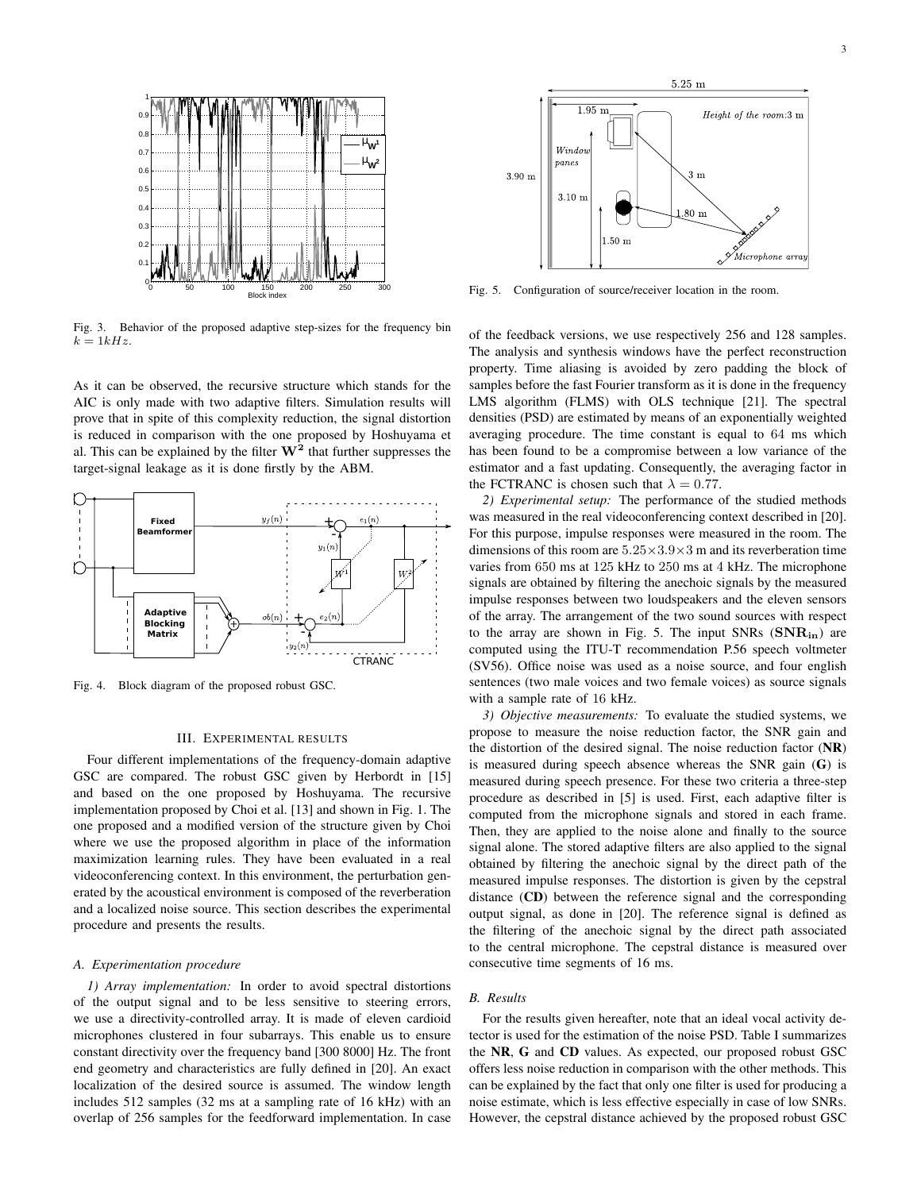Fig. 3. Behavior of the proposed adaptive step-sizes for the frequency bin $k = 1kHz$.

As it can be observed, the recursive structure which stands for the AIC is only made with two adaptive filters. Simulation results will prove that in spite of this complexity reduction, the signal distortion is reduced in comparison with the one proposed by Hoshuyama et al. This can be explained by the filter $\mathbf{W^2}$ that further suppresses the target-signal leakage as it is done firstly by the ABM.

Fig. 4. Block diagram of the proposed robust GSC.

## III. Experimental results

Four different implementations of the frequency-domain adaptive GSC are compared. The robust GSC given by Herbordt in [15] and based on the one proposed by Hoshuyama. The recursive implementation proposed by Choi et al. [13] and shown in Fig. 1. The one proposed and a modified version of the structure given by Choi where we use the proposed algorithm in place of the information maximization learning rules. They have been evaluated in a real videoconferencing context. In this environment, the perturbation generated by the acoustical environment is composed of the reverberation and a localized noise source. This section describes the experimental procedure and presents the results.

### *A. Experimentation procedure*

*1) Array implementation:* In order to avoid spectral distortions of the output signal and to be less sensitive to steering errors, we use a directivity-controlled array. It is made of eleven cardioid microphones clustered in four subarrays. This enable us to ensure constant directivity over the frequency band [300 8000] Hz. The front end geometry and characteristics are fully defined in [20]. An exact localization of the desired source is assumed. The window length includes 512 samples (32 ms at a sampling rate of 16 kHz) with an overlap of 256 samples for the feedforward implementation. In case of the feedback versions, we use respectively 256 and 128 samples. The analysis and synthesis windows have the perfect reconstruction property. Time aliasing is avoided by zero padding the block of samples before the fast Fourier transform as it is done in the frequency LMS algorithm (FLMS) with OLS technique [21]. The spectral densities (PSD) are estimated by means of an exponentially weighted averaging procedure. The time constant is equal to 64 ms which has been found to be a compromise between a low variance of the estimator and a fast updating. Consequently, the averaging factor in the FCTRANC is chosen such that $\lambda = 0.77$.

Fig. 5. Configuration of source/receiver location in the room.

*2) Experimental setup:* The performance of the studied methods was measured in the real videoconferencing context described in [20]. For this purpose, impulse responses were measured in the room. The dimensions of this room are $5.25 \times 3.9 \times 3$ m and its reverberation time varies from 650 ms at 125 kHz to 250 ms at 4 kHz. The microphone signals are obtained by filtering the anechoic signals by the measured impulse responses between two loudspeakers and the eleven sensors of the array. The arrangement of the two sound sources with respect to the array are shown in Fig. 5. The input SNRs ($\mathbf{SNR_{in}}$) are computed using the ITU-T recommendation P.56 speech voltmeter (SV56). Office noise was used as a noise source, and four english sentences (two male voices and two female voices) as source signals with a sample rate of 16 kHz.

*3) Objective measurements:* To evaluate the studied systems, we propose to measure the noise reduction factor, the SNR gain and the distortion of the desired signal. The noise reduction factor (**NR**) is measured during speech absence whereas the SNR gain (**G**) is measured during speech presence. For these two criteria a three-step procedure as described in [5] is used. First, each adaptive filter is computed from the microphone signals and stored in each frame. Then, they are applied to the noise alone and finally to the source signal alone. The stored adaptive filters are also applied to the signal obtained by filtering the anechoic signal by the direct path of the measured impulse responses. The distortion is given by the cepstral distance (**CD**) between the reference signal and the corresponding output signal, as done in [20]. The reference signal is defined as the filtering of the anechoic signal by the direct path associated to the central microphone. The cepstral distance is measured over consecutive time segments of 16 ms.

### *B. Results*

For the results given hereafter, note that an ideal vocal activity detector is used for the estimation of the noise PSD. Table I summarizes the **NR**, **G** and **CD** values. As expected, our proposed robust GSC offers less noise reduction in comparison with the other methods. This can be explained by the fact that only one filter is used for producing a noise estimate, which is less effective especially in case of low SNRs. However, the cepstral distance achieved by the proposed robust GSC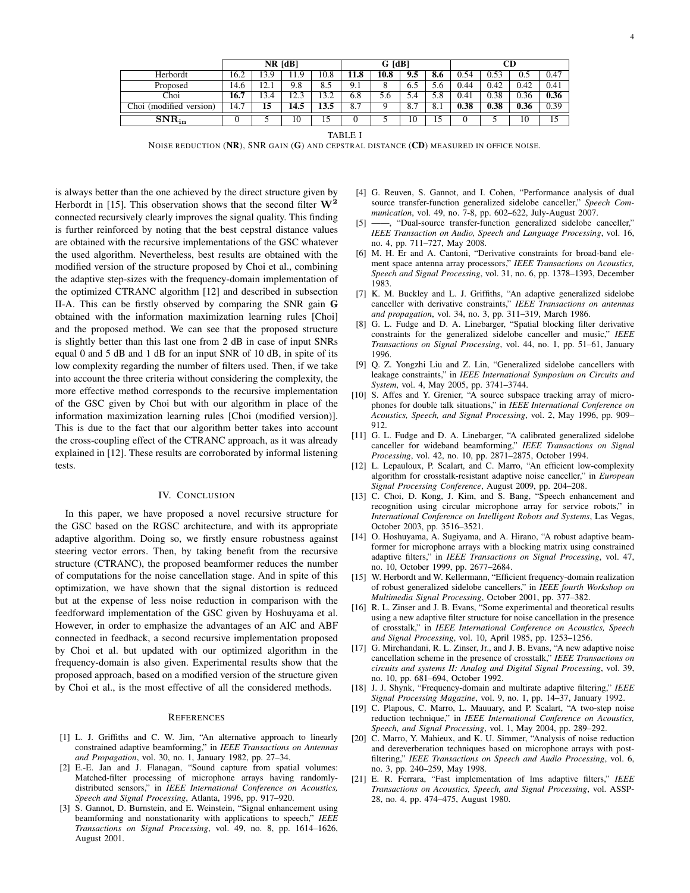| | NR [dB] | | | | G [dB] | | | | CD | | | |
|---|---|---|---|---|---|---|---|---|---|---|---|---|
| Herbordt | 16.2 | 13.9 | 11.9 | 10.8 | **11.8** | **10.8** | **9.5** | **8.6** | 0.54 | 0.53 | 0.5 | 0.47 |
| Proposed | 14.6 | 12.1 | 9.8 | 8.5 | 9.1 | 8 | 6.5 | 5.6 | 0.44 | 0.42 | 0.42 | 0.41 |
| Choi | **16.7** | 13.4 | 12.3 | 13.2 | 6.8 | 5.6 | 5.4 | 5.8 | 0.41 | 0.38 | 0.36 | **0.36** |
| Choi (modified version) | 14.7 | **15** | **14.5** | **13.5** | 8.7 | 9 | 8.7 | 8.1 | **0.38** | **0.38** | **0.36** | 0.39 |
| $\mathbf{SNR_{in}}$ | 0 | 5 | 10 | 15 | 0 | 5 | 10 | 15 | 0 | 5 | 10 | 15 |

TABLE I
NOISE REDUCTION (**NR**), SNR GAIN (**G**) AND CEPSTRAL DISTANCE (**CD**) MEASURED IN OFFICE NOISE.

is always better than the one achieved by the direct structure given by Herbordt in [15]. This observation shows that the second filter $\mathbf{W^2}$ connected recursively clearly improves the signal quality. This finding is further reinforced by noting that the best cepstral distance values are obtained with the recursive implementations of the GSC whatever the used algorithm. Nevertheless, best results are obtained with the modified version of the structure proposed by Choi et al., combining the adaptive step-sizes with the frequency-domain implementation of the optimized CTRANC algorithm [12] and described in subsection II-A. This can be firstly observed by comparing the SNR gain $\mathbf{G}$ obtained with the information maximization learning rules [Choi] and the proposed method. We can see that the proposed structure is slightly better than this last one from 2 dB in case of input SNRs equal 0 and 5 dB and 1 dB for an input SNR of 10 dB, in spite of its low complexity regarding the number of filters used. Then, if we take into account the three criteria without considering the complexity, the more effective method corresponds to the recursive implementation of the GSC given by Choi but with our algorithm in place of the information maximization learning rules [Choi (modified version)]. This is due to the fact that our algorithm better takes into account the cross-coupling effect of the CTRANC approach, as it was already explained in [12]. These results are corroborated by informal listening tests.

## IV. CONCLUSION

In this paper, we have proposed a novel recursive structure for the GSC based on the RGSC architecture, and with its appropriate adaptive algorithm. Doing so, we firstly ensure robustness against steering vector errors. Then, by taking benefit from the recursive structure (CTRANC), the proposed beamformer reduces the number of computations for the noise cancellation stage. And in spite of this optimization, we have shown that the signal distortion is reduced but at the expense of less noise reduction in comparison with the feedforward implementation of the GSC given by Hoshuyama et al. However, in order to emphasize the advantages of an AIC and ABF connected in feedback, a second recursive implementation proposed by Choi et al. but updated with our optimized algorithm in the frequency-domain is also given. Experimental results show that the proposed approach, based on a modified version of the structure given by Choi et al., is the most effective of all the considered methods.

## REFERENCES

[1] L. J. Griffiths and C. W. Jim, "An alternative approach to linearly constrained adaptive beamforming," in *IEEE Transactions on Antennas and Propagation*, vol. 30, no. 1, January 1982, pp. 27–34.

[2] E.-E. Jan and J. Flanagan, "Sound capture from spatial volumes: Matched-filter processing of microphone arrays having randomly-distributed sensors," in *IEEE International Conference on Acoustics, Speech and Signal Processing*, Atlanta, 1996, pp. 917–920.

[3] S. Gannot, D. Burnstein, and E. Weinstein, "Signal enhancement using beamforming and nonstationarity with applications to speech," *IEEE Transactions on Signal Processing*, vol. 49, no. 8, pp. 1614–1626, August 2001.

[4] G. Reuven, S. Gannot, and I. Cohen, "Performance analysis of dual source transfer-function generalized sidelobe canceller," *Speech Communication*, vol. 49, no. 7-8, pp. 602–622, July-August 2007.

[5] ——, "Dual-source transfer-function generalized sidelobe canceller," *IEEE Transaction on Audio, Speech and Language Processing*, vol. 16, no. 4, pp. 711–727, May 2008.

[6] M. H. Er and A. Cantoni, "Derivative constraints for broad-band element space antenna array processors," *IEEE Transactions on Acoustics, Speech and Signal Processing*, vol. 31, no. 6, pp. 1378–1393, December 1983.

[7] K. M. Buckley and L. J. Griffiths, "An adaptive generalized sidelobe canceller with derivative constraints," *IEEE Transactions on antennas and propagation*, vol. 34, no. 3, pp. 311–319, March 1986.

[8] G. L. Fudge and D. A. Linebarger, "Spatial blocking filter derivative constraints for the generalized sidelobe canceller and music," *IEEE Transactions on Signal Processing*, vol. 44, no. 1, pp. 51–61, January 1996.

[9] Q. Z. Yongzhi Liu and Z. Lin, "Generalized sidelobe cancellers with leakage constraints," in *IEEE International Symposium on Circuits and System*, vol. 4, May 2005, pp. 3741–3744.

[10] S. Affes and Y. Grenier, "A source subspace tracking array of microphones for double talk situations," in *IEEE International Conference on Acoustics, Speech, and Signal Processing*, vol. 2, May 1996, pp. 909–912.

[11] G. L. Fudge and D. A. Linebarger, "A calibrated generalized sidelobe canceller for wideband beamforming," *IEEE Transactions on Signal Processing*, vol. 42, no. 10, pp. 2871–2875, October 1994.

[12] L. Lepauloux, P. Scalart, and C. Marro, "An efficient low-complexity algorithm for crosstalk-resistant adaptive noise canceller," in *European Signal Processing Conference*, August 2009, pp. 204–208.

[13] C. Choi, D. Kong, J. Kim, and S. Bang, "Speech enhancement and recognition using circular microphone array for service robots," in *International Conference on Intelligent Robots and Systems*, Las Vegas, October 2003, pp. 3516–3521.

[14] O. Hoshuyama, A. Sugiyama, and A. Hirano, "A robust adaptive beamformer for microphone arrays with a blocking matrix using constrained adaptive filters," in *IEEE Transactions on Signal Processing*, vol. 47, no. 10, October 1999, pp. 2677–2684.

[15] W. Herbordt and W. Kellermann, "Efficient frequency-domain realization of robust generalized sidelobe cancellers," in *IEEE fourth Workshop on Multimedia Signal Processing*, October 2001, pp. 377–382.

[16] R. L. Zinser and J. B. Evans, "Some experimental and theoretical results using a new adaptive filter structure for noise cancellation in the presence of crosstalk," in *IEEE International Conference on Acoustics, Speech and Signal Processing*, vol. 10, April 1985, pp. 1253–1256.

[17] G. Mirchandani, R. L. Zinser, Jr., and J. B. Evans, "A new adaptive noise cancellation scheme in the presence of crosstalk," *IEEE Transactions on circuits and systems II: Analog and Digital Signal Processing*, vol. 39, no. 10, pp. 681–694, October 1992.

[18] J. J. Shynk, "Frequency-domain and multirate adaptive filtering," *IEEE Signal Processing Magazine*, vol. 9, no. 1, pp. 14–37, January 1992.

[19] C. Plapous, C. Marro, L. Mauuary, and P. Scalart, "A two-step noise reduction technique," in *IEEE International Conference on Acoustics, Speech, and Signal Processing*, vol. 1, May 2004, pp. 289–292.

[20] C. Marro, Y. Mahieux, and K. U. Simmer, "Analysis of noise reduction and dereverberation techniques based on microphone arrays with post-filtering," *IEEE Transactions on Speech and Audio Processing*, vol. 6, no. 3, pp. 240–259, May 1998.

[21] E. R. Ferrara, "Fast implementation of lms adaptive filters," *IEEE Transactions on Acoustics, Speech, and Signal Processing*, vol. ASSP-28, no. 4, pp. 474–475, August 1980.